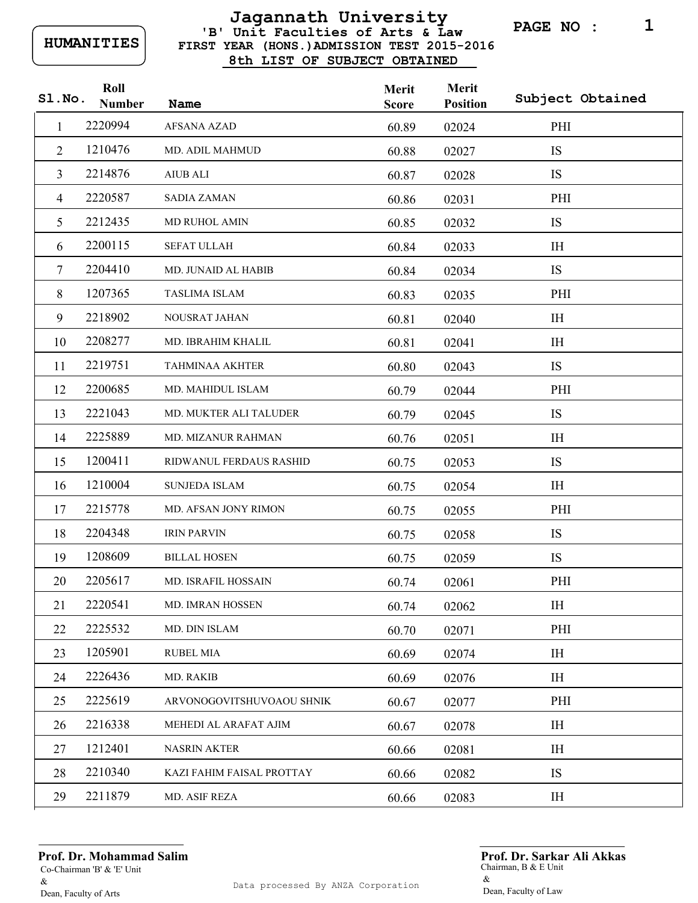HUMANITIES

# Jagannath University

## 'B' Unit Faculties of Arts & Law

### FIRST YEAR (HONS.) ADMISSION TEST 2015-2016

### 8th LIST OF SUBJECT OBTAINED

| Sl.No. | Roll Number | Name | Merit Score | Merit Position | Subject Obtained |
|---|---|---|---|---|---|
| 1 | 2220994 | AFSANA AZAD | 60.89 | 02024 | PHI |
| 2 | 1210476 | MD. ADIL MAHMUD | 60.88 | 02027 | IS |
| 3 | 2214876 | AIUB ALI | 60.87 | 02028 | IS |
| 4 | 2220587 | SADIA ZAMAN | 60.86 | 02031 | PHI |
| 5 | 2212435 | MD RUHOL AMIN | 60.85 | 02032 | IS |
| 6 | 2200115 | SEFAT ULLAH | 60.84 | 02033 | IH |
| 7 | 2204410 | MD. JUNAID AL HABIB | 60.84 | 02034 | IS |
| 8 | 1207365 | TASLIMA ISLAM | 60.83 | 02035 | PHI |
| 9 | 2218902 | NOUSRAT JAHAN | 60.81 | 02040 | IH |
| 10 | 2208277 | MD. IBRAHIM KHALIL | 60.81 | 02041 | IH |
| 11 | 2219751 | TAHMINAA AKHTER | 60.80 | 02043 | IS |
| 12 | 2200685 | MD. MAHIDUL ISLAM | 60.79 | 02044 | PHI |
| 13 | 2221043 | MD. MUKTER ALI TALUDER | 60.79 | 02045 | IS |
| 14 | 2225889 | MD. MIZANUR RAHMAN | 60.76 | 02051 | IH |
| 15 | 1200411 | RIDWANUL FERDAUS RASHID | 60.75 | 02053 | IS |
| 16 | 1210004 | SUNJEDA ISLAM | 60.75 | 02054 | IH |
| 17 | 2215778 | MD. AFSAN JONY RIMON | 60.75 | 02055 | PHI |
| 18 | 2204348 | IRIN PARVIN | 60.75 | 02058 | IS |
| 19 | 1208609 | BILLAL HOSEN | 60.75 | 02059 | IS |
| 20 | 2205617 | MD. ISRAFIL HOSSAIN | 60.74 | 02061 | PHI |
| 21 | 2220541 | MD. IMRAN HOSSEN | 60.74 | 02062 | IH |
| 22 | 2225532 | MD. DIN ISLAM | 60.70 | 02071 | PHI |
| 23 | 1205901 | RUBEL MIA | 60.69 | 02074 | IH |
| 24 | 2226436 | MD. RAKIB | 60.69 | 02076 | IH |
| 25 | 2225619 | ARVONOGOVITSHUVOAOU SHNIK | 60.67 | 02077 | PHI |
| 26 | 2216338 | MEHEDI AL ARAFAT AJIM | 60.67 | 02078 | IH |
| 27 | 1212401 | NASRIN AKTER | 60.66 | 02081 | IH |
| 28 | 2210340 | KAZI FAHIM FAISAL PROTTAY | 60.66 | 02082 | IS |
| 29 | 2211879 | MD. ASIF REZA | 60.66 | 02083 | IH |

**Prof. Dr. Mohammad Salim**
Co-Chairman 'B' & 'E' Unit
&
Dean, Faculty of Arts

Data processed By ANZA Corporation

**Prof. Dr. Sarkar Ali Akkas**
Chairman, B & E Unit
&
Dean, Faculty of Law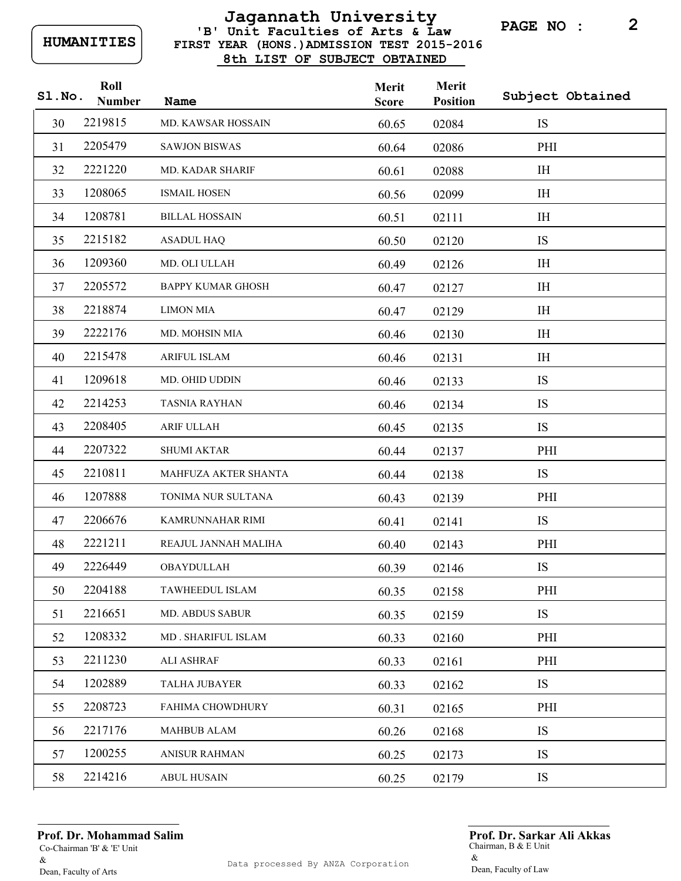HUMANITIES

# Jagannath University

## 'B' Unit Faculties of Arts & Law
## FIRST YEAR (HONS.) ADMISSION TEST 2015-2016
## 8th LIST OF SUBJECT OBTAINED

| Sl.No. | Roll Number | Name | Merit Score | Merit Position | Subject Obtained |
|---|---|---|---|---|---|
| 30 | 2219815 | MD. KAWSAR HOSSAIN | 60.65 | 02084 | IS |
| 31 | 2205479 | SAWJON BISWAS | 60.64 | 02086 | PHI |
| 32 | 2221220 | MD. KADAR SHARIF | 60.61 | 02088 | IH |
| 33 | 1208065 | ISMAIL HOSEN | 60.56 | 02099 | IH |
| 34 | 1208781 | BILLAL HOSSAIN | 60.51 | 02111 | IH |
| 35 | 2215182 | ASADUL HAQ | 60.50 | 02120 | IS |
| 36 | 1209360 | MD. OLI ULLAH | 60.49 | 02126 | IH |
| 37 | 2205572 | BAPPY KUMAR GHOSH | 60.47 | 02127 | IH |
| 38 | 2218874 | LIMON MIA | 60.47 | 02129 | IH |
| 39 | 2222176 | MD. MOHSIN MIA | 60.46 | 02130 | IH |
| 40 | 2215478 | ARIFUL ISLAM | 60.46 | 02131 | IH |
| 41 | 1209618 | MD. OHID UDDIN | 60.46 | 02133 | IS |
| 42 | 2214253 | TASNIA RAYHAN | 60.46 | 02134 | IS |
| 43 | 2208405 | ARIF ULLAH | 60.45 | 02135 | IS |
| 44 | 2207322 | SHUMI AKTAR | 60.44 | 02137 | PHI |
| 45 | 2210811 | MAHFUZA AKTER SHANTA | 60.44 | 02138 | IS |
| 46 | 1207888 | TONIMA NUR SULTANA | 60.43 | 02139 | PHI |
| 47 | 2206676 | KAMRUNNAHAR RIMI | 60.41 | 02141 | IS |
| 48 | 2221211 | REAJUL JANNAH MALIHA | 60.40 | 02143 | PHI |
| 49 | 2226449 | OBAYDULLAH | 60.39 | 02146 | IS |
| 50 | 2204188 | TAWHEEDUL ISLAM | 60.35 | 02158 | PHI |
| 51 | 2216651 | MD. ABDUS SABUR | 60.35 | 02159 | IS |
| 52 | 1208332 | MD . SHARIFUL ISLAM | 60.33 | 02160 | PHI |
| 53 | 2211230 | ALI ASHRAF | 60.33 | 02161 | PHI |
| 54 | 1202889 | TALHA JUBAYER | 60.33 | 02162 | IS |
| 55 | 2208723 | FAHIMA CHOWDHURY | 60.31 | 02165 | PHI |
| 56 | 2217176 | MAHBUB ALAM | 60.26 | 02168 | IS |
| 57 | 1200255 | ANISUR RAHMAN | 60.25 | 02173 | IS |
| 58 | 2214216 | ABUL HUSAIN | 60.25 | 02179 | IS |

**Prof. Dr. Mohammad Salim**
Co-Chairman 'B' & 'E' Unit
&
Dean, Faculty of Arts

Data processed By ANZA Corporation

**Prof. Dr. Sarkar Ali Akkas**
Chairman, B & E Unit
&
Dean, Faculty of Law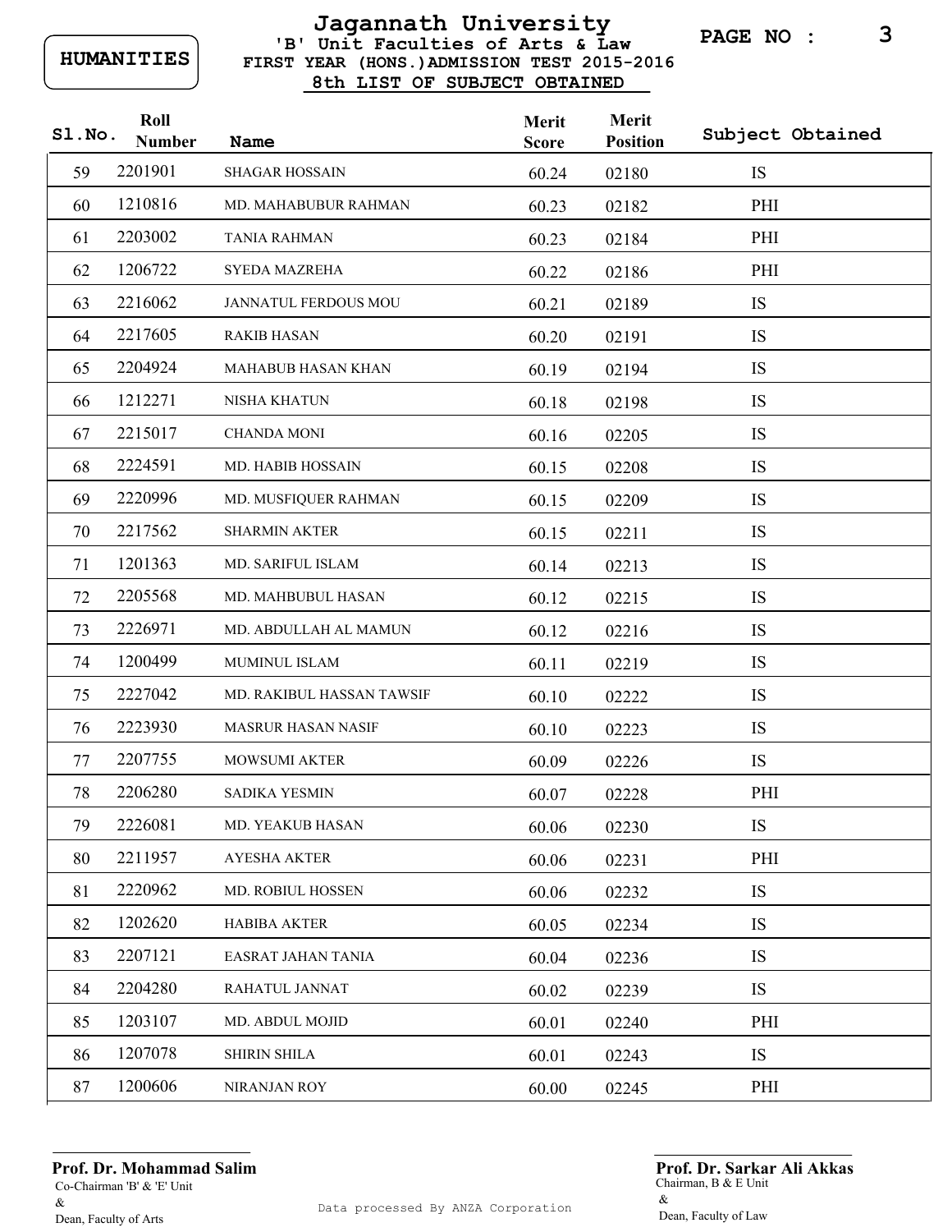HUMANITIES

# Jagannath University

## 'B' Unit Faculties of Arts & Law

### FIRST YEAR (HONS.)ADMISSION TEST 2015-2016

### 8th LIST OF SUBJECT OBTAINED

| Sl.No. | Roll Number | Name | Merit Score | Merit Position | Subject Obtained |
|---|---|---|---|---|---|
| 59 | 2201901 | SHAGAR HOSSAIN | 60.24 | 02180 | IS |
| 60 | 1210816 | MD. MAHABUBUR RAHMAN | 60.23 | 02182 | PHI |
| 61 | 2203002 | TANIA RAHMAN | 60.23 | 02184 | PHI |
| 62 | 1206722 | SYEDA MAZREHA | 60.22 | 02186 | PHI |
| 63 | 2216062 | JANNATUL FERDOUS MOU | 60.21 | 02189 | IS |
| 64 | 2217605 | RAKIB HASAN | 60.20 | 02191 | IS |
| 65 | 2204924 | MAHABUB HASAN KHAN | 60.19 | 02194 | IS |
| 66 | 1212271 | NISHA KHATUN | 60.18 | 02198 | IS |
| 67 | 2215017 | CHANDA MONI | 60.16 | 02205 | IS |
| 68 | 2224591 | MD. HABIB HOSSAIN | 60.15 | 02208 | IS |
| 69 | 2220996 | MD. MUSFIQUER RAHMAN | 60.15 | 02209 | IS |
| 70 | 2217562 | SHARMIN AKTER | 60.15 | 02211 | IS |
| 71 | 1201363 | MD. SARIFUL ISLAM | 60.14 | 02213 | IS |
| 72 | 2205568 | MD. MAHBUBUL HASAN | 60.12 | 02215 | IS |
| 73 | 2226971 | MD. ABDULLAH AL MAMUN | 60.12 | 02216 | IS |
| 74 | 1200499 | MUMINUL ISLAM | 60.11 | 02219 | IS |
| 75 | 2227042 | MD. RAKIBUL HASSAN TAWSIF | 60.10 | 02222 | IS |
| 76 | 2223930 | MASRUR HASAN NASIF | 60.10 | 02223 | IS |
| 77 | 2207755 | MOWSUMI AKTER | 60.09 | 02226 | IS |
| 78 | 2206280 | SADIKA YESMIN | 60.07 | 02228 | PHI |
| 79 | 2226081 | MD. YEAKUB HASAN | 60.06 | 02230 | IS |
| 80 | 2211957 | AYESHA AKTER | 60.06 | 02231 | PHI |
| 81 | 2220962 | MD. ROBIUL HOSSEN | 60.06 | 02232 | IS |
| 82 | 1202620 | HABIBA AKTER | 60.05 | 02234 | IS |
| 83 | 2207121 | EASRAT JAHAN TANIA | 60.04 | 02236 | IS |
| 84 | 2204280 | RAHATUL JANNAT | 60.02 | 02239 | IS |
| 85 | 1203107 | MD. ABDUL MOJID | 60.01 | 02240 | PHI |
| 86 | 1207078 | SHIRIN SHILA | 60.01 | 02243 | IS |
| 87 | 1200606 | NIRANJAN ROY | 60.00 | 02245 | PHI |

**Prof. Dr. Mohammad Salim**
Co-Chairman 'B' & 'E' Unit
&
Dean, Faculty of Arts

**Prof. Dr. Sarkar Ali Akkas**
Chairman, B & E Unit
&
Dean, Faculty of Law

Data processed By ANZA Corporation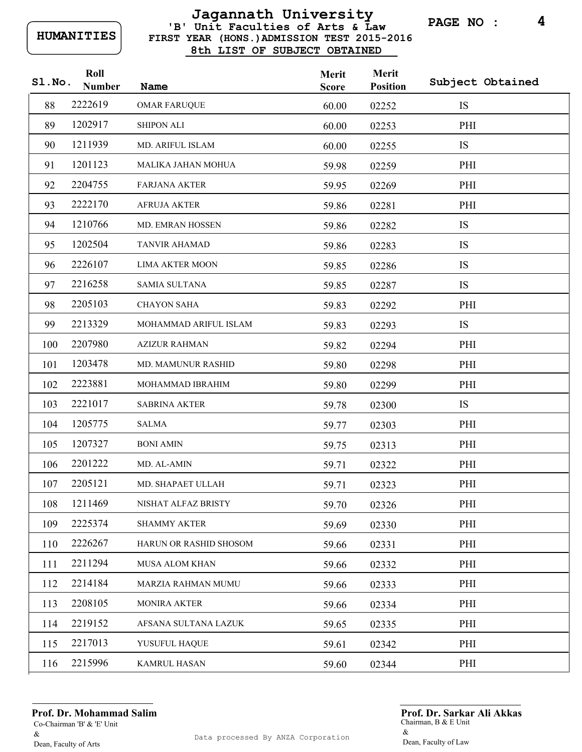HUMANITIES

# Jagannath University

## 'B' Unit Faculties of Arts & Law
## FIRST YEAR (HONS.)ADMISSION TEST 2015-2016
## 8th LIST OF SUBJECT OBTAINED

| Sl.No. | Roll Number | Name | Merit Score | Merit Position | Subject Obtained |
|---|---|---|---|---|---|
| 88 | 2222619 | OMAR FARUQUE | 60.00 | 02252 | IS |
| 89 | 1202917 | SHIPON ALI | 60.00 | 02253 | PHI |
| 90 | 1211939 | MD. ARIFUL ISLAM | 60.00 | 02255 | IS |
| 91 | 1201123 | MALIKA JAHAN MOHUA | 59.98 | 02259 | PHI |
| 92 | 2204755 | FARJANA AKTER | 59.95 | 02269 | PHI |
| 93 | 2222170 | AFRUJA AKTER | 59.86 | 02281 | PHI |
| 94 | 1210766 | MD. EMRAN HOSSEN | 59.86 | 02282 | IS |
| 95 | 1202504 | TANVIR AHAMAD | 59.86 | 02283 | IS |
| 96 | 2226107 | LIMA AKTER MOON | 59.85 | 02286 | IS |
| 97 | 2216258 | SAMIA SULTANA | 59.85 | 02287 | IS |
| 98 | 2205103 | CHAYON SAHA | 59.83 | 02292 | PHI |
| 99 | 2213329 | MOHAMMAD ARIFUL ISLAM | 59.83 | 02293 | IS |
| 100 | 2207980 | AZIZUR RAHMAN | 59.82 | 02294 | PHI |
| 101 | 1203478 | MD. MAMUNUR RASHID | 59.80 | 02298 | PHI |
| 102 | 2223881 | MOHAMMAD IBRAHIM | 59.80 | 02299 | PHI |
| 103 | 2221017 | SABRINA AKTER | 59.78 | 02300 | IS |
| 104 | 1205775 | SALMA | 59.77 | 02303 | PHI |
| 105 | 1207327 | BONI AMIN | 59.75 | 02313 | PHI |
| 106 | 2201222 | MD. AL-AMIN | 59.71 | 02322 | PHI |
| 107 | 2205121 | MD. SHAPAET ULLAH | 59.71 | 02323 | PHI |
| 108 | 1211469 | NISHAT ALFAZ BRISTY | 59.70 | 02326 | PHI |
| 109 | 2225374 | SHAMMY AKTER | 59.69 | 02330 | PHI |
| 110 | 2226267 | HARUN OR RASHID SHOSOM | 59.66 | 02331 | PHI |
| 111 | 2211294 | MUSA ALOM KHAN | 59.66 | 02332 | PHI |
| 112 | 2214184 | MARZIA RAHMAN MUMU | 59.66 | 02333 | PHI |
| 113 | 2208105 | MONIRA AKTER | 59.66 | 02334 | PHI |
| 114 | 2219152 | AFSANA SULTANA LAZUK | 59.65 | 02335 | PHI |
| 115 | 2217013 | YUSUFUL HAQUE | 59.61 | 02342 | PHI |
| 116 | 2215996 | KAMRUL HASAN | 59.60 | 02344 | PHI |

**Prof. Dr. Mohammad Salim**
Co-Chairman 'B' & 'E' Unit
&
Dean, Faculty of Arts

Data processed By ANZA Corporation

**Prof. Dr. Sarkar Ali Akkas**
Chairman, B & E Unit
&
Dean, Faculty of Law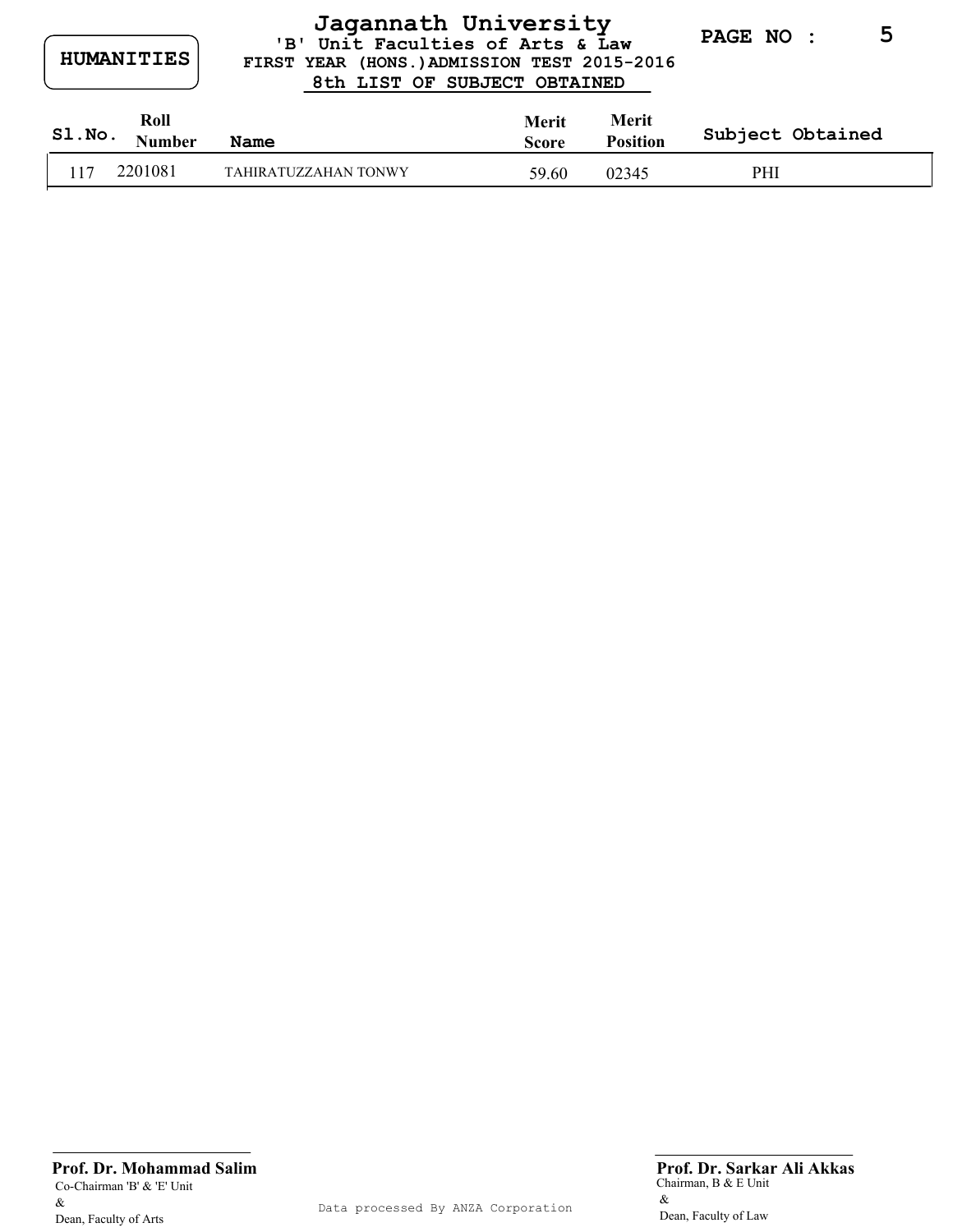HUMANITIES

# Jagannath University

## 'B' Unit Faculties of Arts & Law

### FIRST YEAR (HONS.)ADMISSION TEST 2015-2016

### 8th LIST OF SUBJECT OBTAINED

| Sl.No. | Roll Number | Name | Merit Score | Merit Position | Subject Obtained |
|---|---|---|---|---|---|
| 117 | 2201081 | TAHIRATUZZAHAN TONWY | 59.60 | 02345 | PHI |

**Prof. Dr. Mohammad Salim**
Co-Chairman 'B' & 'E' Unit
&
Dean, Faculty of Arts

Data processed By ANZA Corporation

**Prof. Dr. Sarkar Ali Akkas**
Chairman, B & E Unit
&
Dean, Faculty of Law